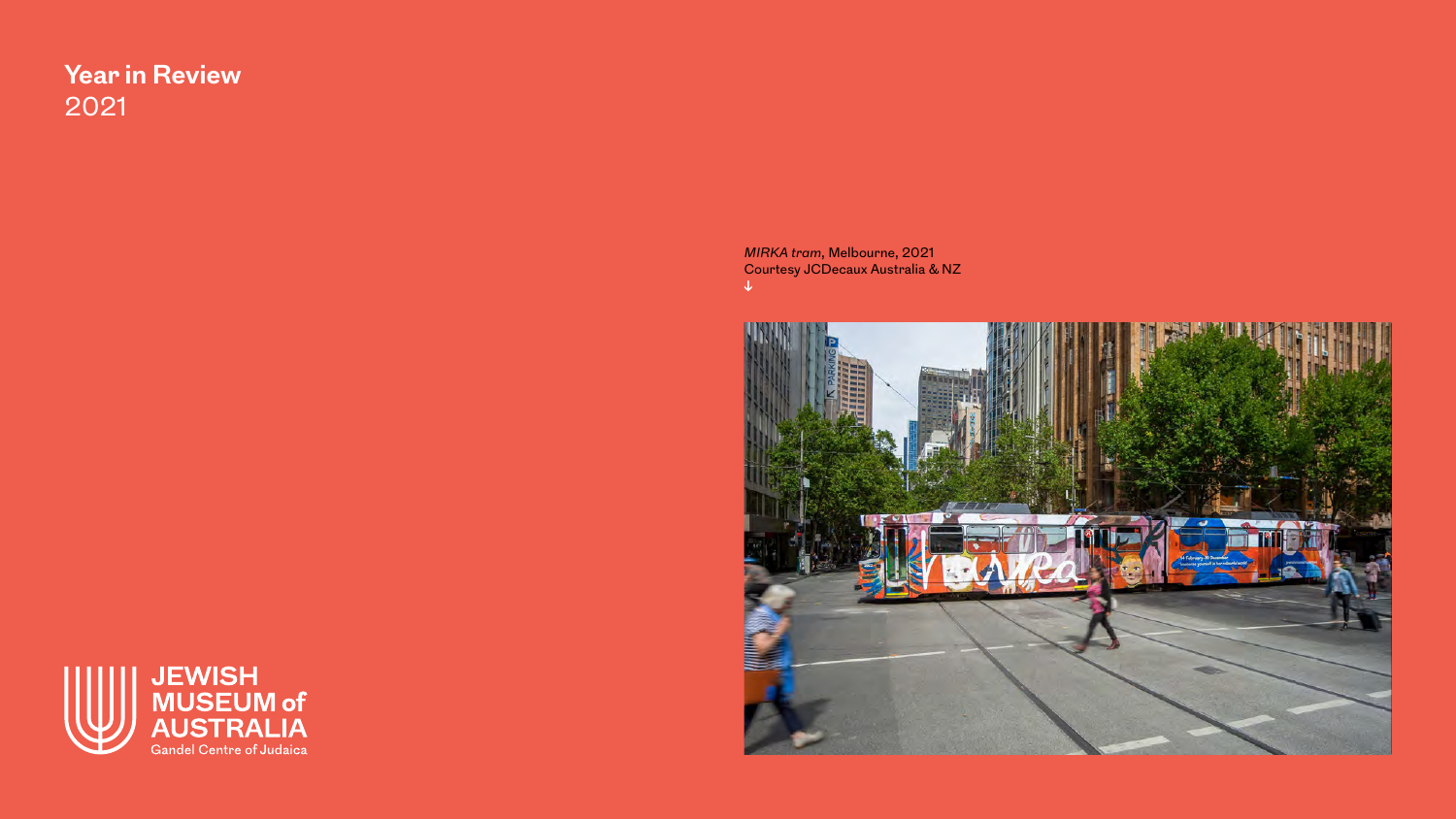# Year in Review

2021

*MIRKA tram*, Melbourne, 2021
Courtesy JCDecaux Australia & NZ
↓

JEWISH MUSEUM of AUSTRALIA
Gandel Centre of Judaica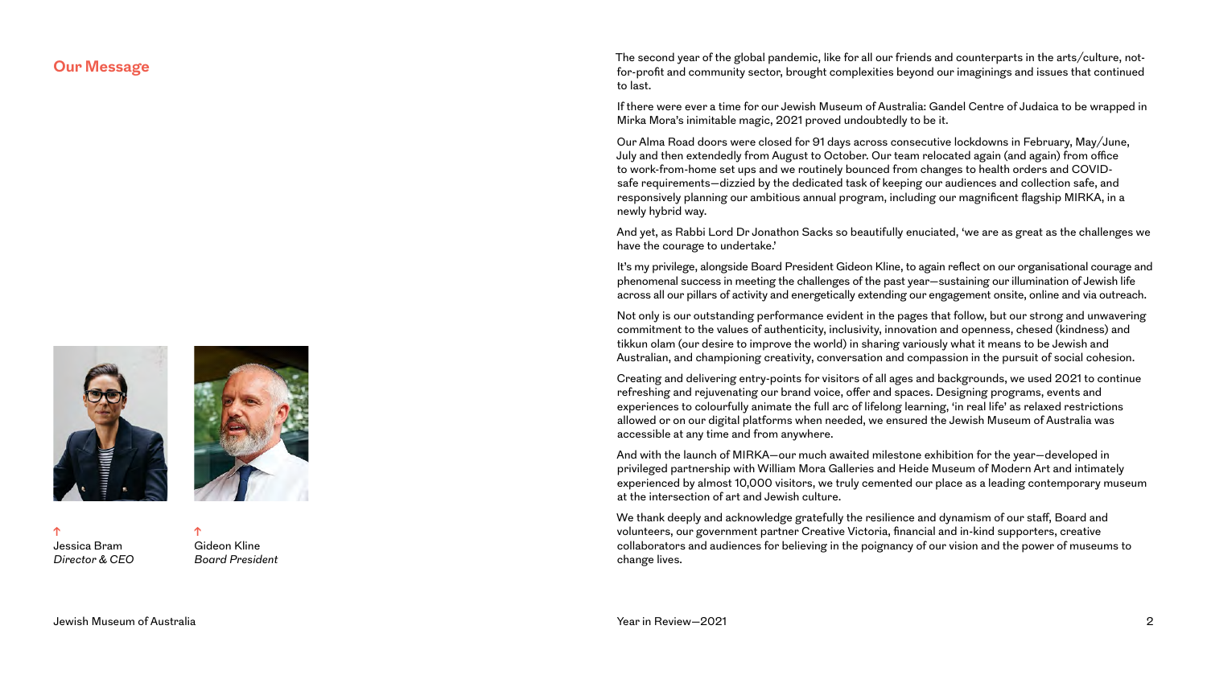## Our Message

↑
Jessica Bram
*Director & CEO*

↑
Gideon Kline
*Board President*

The second year of the global pandemic, like for all our friends and counterparts in the arts/culture, not-for-profit and community sector, brought complexities beyond our imaginings and issues that continued to last.

If there were ever a time for our Jewish Museum of Australia: Gandel Centre of Judaica to be wrapped in Mirka Mora's inimitable magic, 2021 proved undoubtedly to be it.

Our Alma Road doors were closed for 91 days across consecutive lockdowns in February, May/June, July and then extendedly from August to October. Our team relocated again (and again) from office to work-from-home set ups and we routinely bounced from changes to health orders and COVID-safe requirements—dizzied by the dedicated task of keeping our audiences and collection safe, and responsively planning our ambitious annual program, including our magnificent flagship MIRKA, in a newly hybrid way.

And yet, as Rabbi Lord Dr Jonathon Sacks so beautifully enuciated, 'we are as great as the challenges we have the courage to undertake.'

It's my privilege, alongside Board President Gideon Kline, to again reflect on our organisational courage and phenomenal success in meeting the challenges of the past year—sustaining our illumination of Jewish life across all our pillars of activity and energetically extending our engagement onsite, online and via outreach.

Not only is our outstanding performance evident in the pages that follow, but our strong and unwavering commitment to the values of authenticity, inclusivity, innovation and openness, chesed (kindness) and tikkun olam (our desire to improve the world) in sharing variously what it means to be Jewish and Australian, and championing creativity, conversation and compassion in the pursuit of social cohesion.

Creating and delivering entry-points for visitors of all ages and backgrounds, we used 2021 to continue refreshing and rejuvenating our brand voice, offer and spaces. Designing programs, events and experiences to colourfully animate the full arc of lifelong learning, 'in real life' as relaxed restrictions allowed or on our digital platforms when needed, we ensured the Jewish Museum of Australia was accessible at any time and from anywhere.

And with the launch of MIRKA—our much awaited milestone exhibition for the year—developed in privileged partnership with William Mora Galleries and Heide Museum of Modern Art and intimately experienced by almost 10,000 visitors, we truly cemented our place as a leading contemporary museum at the intersection of art and Jewish culture.

We thank deeply and acknowledge gratefully the resilience and dynamism of our staff, Board and volunteers, our government partner Creative Victoria, financial and in-kind supporters, creative collaborators and audiences for believing in the poignancy of our vision and the power of museums to change lives.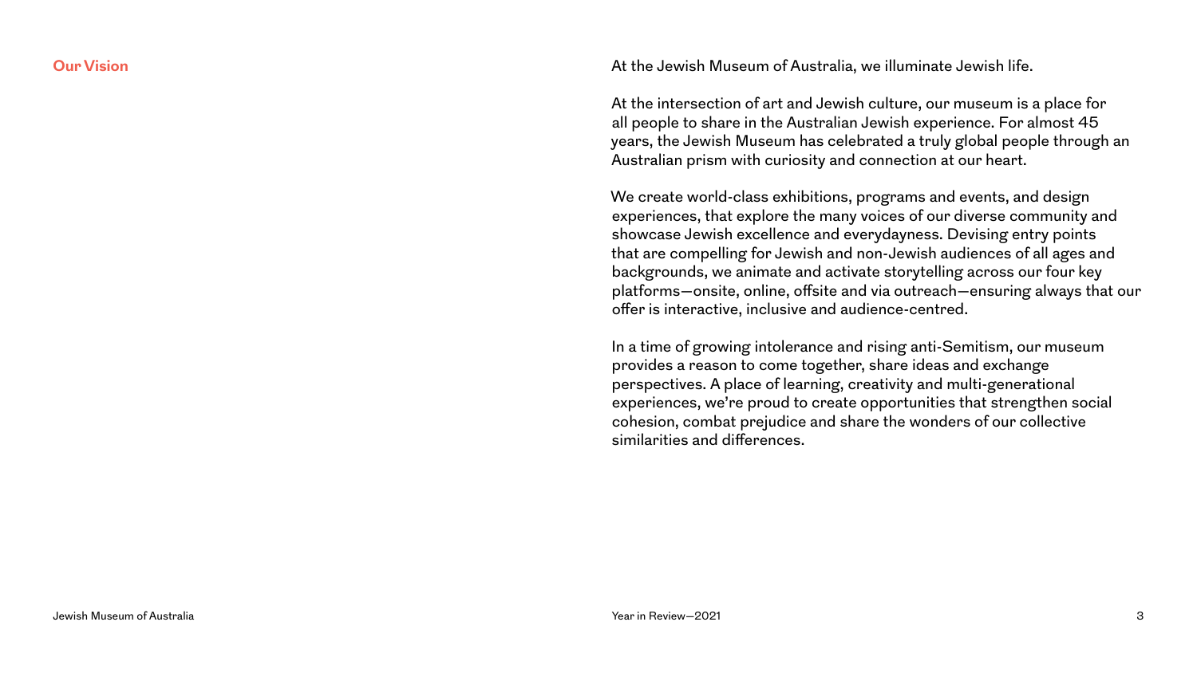## Our Vision

At the Jewish Museum of Australia, we illuminate Jewish life.

At the intersection of art and Jewish culture, our museum is a place for all people to share in the Australian Jewish experience. For almost 45 years, the Jewish Museum has celebrated a truly global people through an Australian prism with curiosity and connection at our heart.

We create world-class exhibitions, programs and events, and design experiences, that explore the many voices of our diverse community and showcase Jewish excellence and everydayness. Devising entry points that are compelling for Jewish and non-Jewish audiences of all ages and backgrounds, we animate and activate storytelling across our four key platforms—onsite, online, offsite and via outreach—ensuring always that our offer is interactive, inclusive and audience-centred.

In a time of growing intolerance and rising anti-Semitism, our museum provides a reason to come together, share ideas and exchange perspectives. A place of learning, creativity and multi-generational experiences, we're proud to create opportunities that strengthen social cohesion, combat prejudice and share the wonders of our collective similarities and differences.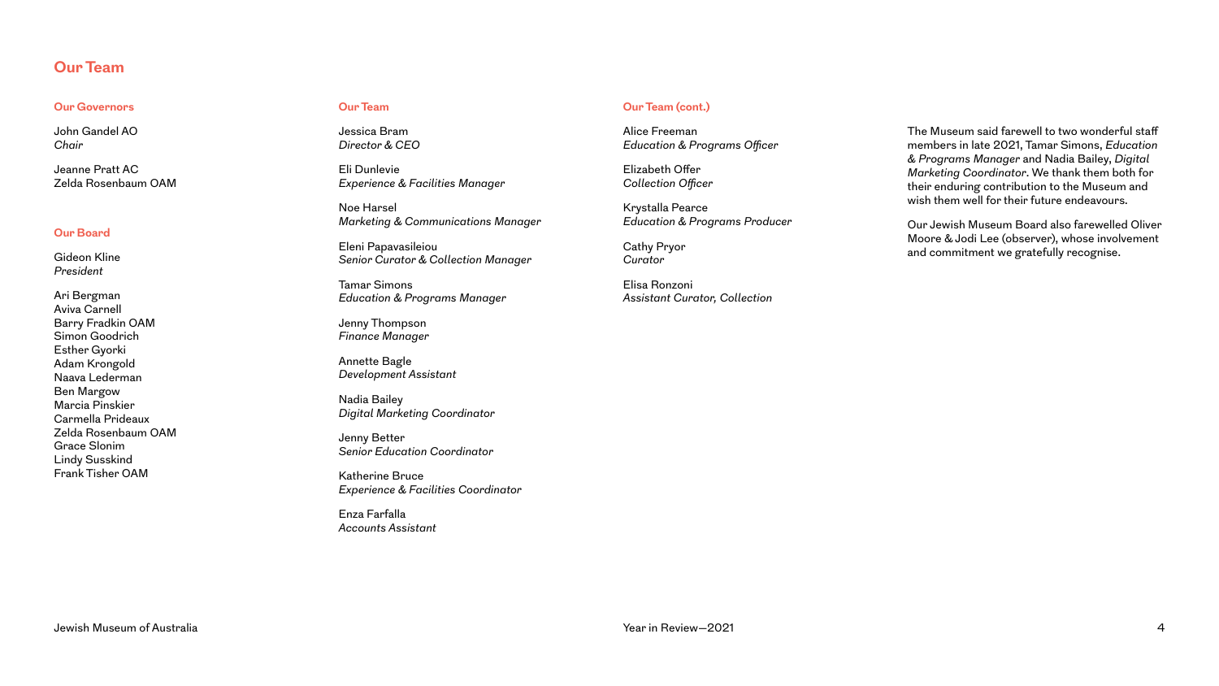# Our Team

### Our Governors

John Gandel AO
*Chair*

Jeanne Pratt AC
Zelda Rosenbaum OAM

### Our Board

Gideon Kline
*President*

Ari Bergman
Aviva Carnell
Barry Fradkin OAM
Simon Goodrich
Esther Gyorki
Adam Krongold
Naava Lederman
Ben Margow
Marcia Pinskier
Carmella Prideaux
Zelda Rosenbaum OAM
Grace Slonim
Lindy Susskind
Frank Tisher OAM

### Our Team

Jessica Bram
*Director & CEO*

Eli Dunlevie
*Experience & Facilities Manager*

Noe Harsel
*Marketing & Communications Manager*

Eleni Papavasileiou
*Senior Curator & Collection Manager*

Tamar Simons
*Education & Programs Manager*

Jenny Thompson
*Finance Manager*

Annette Bagle
*Development Assistant*

Nadia Bailey
*Digital Marketing Coordinator*

Jenny Better
*Senior Education Coordinator*

Katherine Bruce
*Experience & Facilities Coordinator*

Enza Farfalla
*Accounts Assistant*

### Our Team (cont.)

Alice Freeman
*Education & Programs Officer*

Elizabeth Offer
*Collection Officer*

Krystalla Pearce
*Education & Programs Producer*

Cathy Pryor
*Curator*

Elisa Ronzoni
*Assistant Curator, Collection*

The Museum said farewell to two wonderful staff members in late 2021, Tamar Simons, *Education & Programs Manager* and Nadia Bailey, *Digital Marketing Coordinator*. We thank them both for their enduring contribution to the Museum and wish them well for their future endeavours.

Our Jewish Museum Board also farewelled Oliver Moore & Jodi Lee (observer), whose involvement and commitment we gratefully recognise.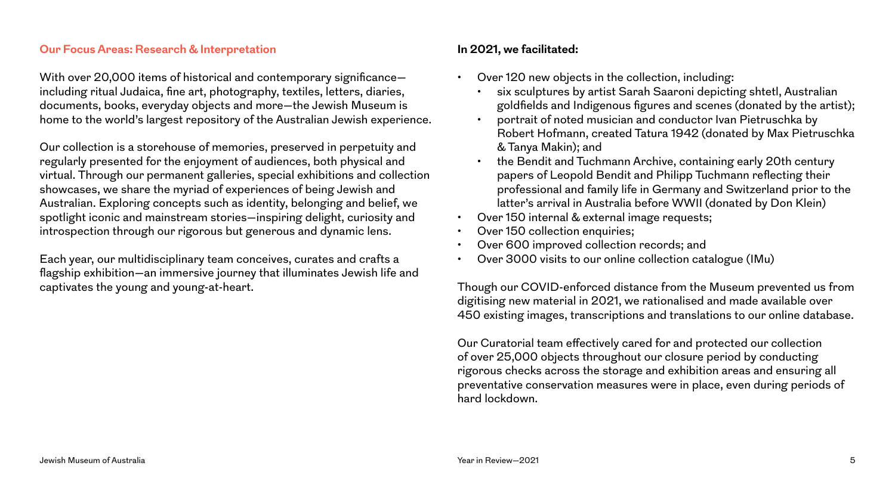## Our Focus Areas: Research & Interpretation

With over 20,000 items of historical and contemporary significance—including ritual Judaica, fine art, photography, textiles, letters, diaries, documents, books, everyday objects and more—the Jewish Museum is home to the world's largest repository of the Australian Jewish experience.

Our collection is a storehouse of memories, preserved in perpetuity and regularly presented for the enjoyment of audiences, both physical and virtual. Through our permanent galleries, special exhibitions and collection showcases, we share the myriad of experiences of being Jewish and Australian. Exploring concepts such as identity, belonging and belief, we spotlight iconic and mainstream stories—inspiring delight, curiosity and introspection through our rigorous but generous and dynamic lens.

Each year, our multidisciplinary team conceives, curates and crafts a flagship exhibition—an immersive journey that illuminates Jewish life and captivates the young and young-at-heart.

**In 2021, we facilitated:**

- Over 120 new objects in the collection, including:
  - six sculptures by artist Sarah Saaroni depicting shtetl, Australian goldfields and Indigenous figures and scenes (donated by the artist);
  - portrait of noted musician and conductor Ivan Pietruschka by Robert Hofmann, created Tatura 1942 (donated by Max Pietruschka & Tanya Makin); and
  - the Bendit and Tuchmann Archive, containing early 20th century papers of Leopold Bendit and Philipp Tuchmann reflecting their professional and family life in Germany and Switzerland prior to the latter's arrival in Australia before WWII (donated by Don Klein)
- Over 150 internal & external image requests;
- Over 150 collection enquiries;
- Over 600 improved collection records; and
- Over 3000 visits to our online collection catalogue (IMu)

Though our COVID-enforced distance from the Museum prevented us from digitising new material in 2021, we rationalised and made available over 450 existing images, transcriptions and translations to our online database.

Our Curatorial team effectively cared for and protected our collection of over 25,000 objects throughout our closure period by conducting rigorous checks across the storage and exhibition areas and ensuring all preventative conservation measures were in place, even during periods of hard lockdown.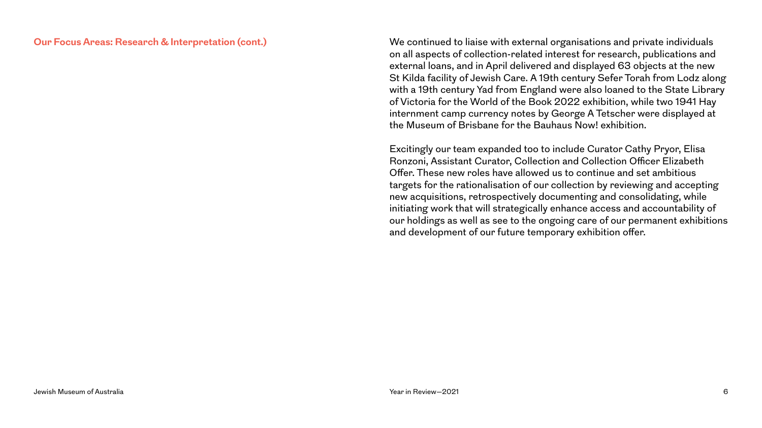## Our Focus Areas: Research & Interpretation (cont.)

We continued to liaise with external organisations and private individuals on all aspects of collection-related interest for research, publications and external loans, and in April delivered and displayed 63 objects at the new St Kilda facility of Jewish Care. A 19th century Sefer Torah from Lodz along with a 19th century Yad from England were also loaned to the State Library of Victoria for the World of the Book 2022 exhibition, while two 1941 Hay internment camp currency notes by George A Tetscher were displayed at the Museum of Brisbane for the Bauhaus Now! exhibition.

Excitingly our team expanded too to include Curator Cathy Pryor, Elisa Ronzoni, Assistant Curator, Collection and Collection Officer Elizabeth Offer. These new roles have allowed us to continue and set ambitious targets for the rationalisation of our collection by reviewing and accepting new acquisitions, retrospectively documenting and consolidating, while initiating work that will strategically enhance access and accountability of our holdings as well as see to the ongoing care of our permanent exhibitions and development of our future temporary exhibition offer.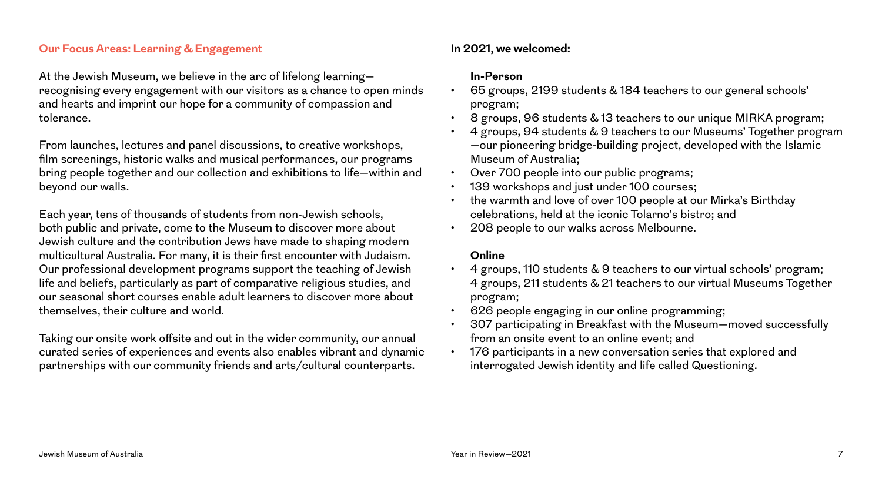## Our Focus Areas: Learning & Engagement

At the Jewish Museum, we believe in the arc of lifelong learning—recognising every engagement with our visitors as a chance to open minds and hearts and imprint our hope for a community of compassion and tolerance.

From launches, lectures and panel discussions, to creative workshops, film screenings, historic walks and musical performances, our programs bring people together and our collection and exhibitions to life—within and beyond our walls.

Each year, tens of thousands of students from non-Jewish schools, both public and private, come to the Museum to discover more about Jewish culture and the contribution Jews have made to shaping modern multicultural Australia. For many, it is their first encounter with Judaism. Our professional development programs support the teaching of Jewish life and beliefs, particularly as part of comparative religious studies, and our seasonal short courses enable adult learners to discover more about themselves, their culture and world.

Taking our onsite work offsite and out in the wider community, our annual curated series of experiences and events also enables vibrant and dynamic partnerships with our community friends and arts/cultural counterparts.

### In 2021, we welcomed:

**In-Person**

- 65 groups, 2199 students & 184 teachers to our general schools' program;
- 8 groups, 96 students & 13 teachers to our unique MIRKA program;
- 4 groups, 94 students & 9 teachers to our Museums' Together program—our pioneering bridge-building project, developed with the Islamic Museum of Australia;
- Over 700 people into our public programs;
- 139 workshops and just under 100 courses;
- the warmth and love of over 100 people at our Mirka's Birthday celebrations, held at the iconic Tolarno's bistro; and
- 208 people to our walks across Melbourne.

**Online**

- 4 groups, 110 students & 9 teachers to our virtual schools' program; 4 groups, 211 students & 21 teachers to our virtual Museums Together program;
- 626 people engaging in our online programming;
- 307 participating in Breakfast with the Museum—moved successfully from an onsite event to an online event; and
- 176 participants in a new conversation series that explored and interrogated Jewish identity and life called Questioning.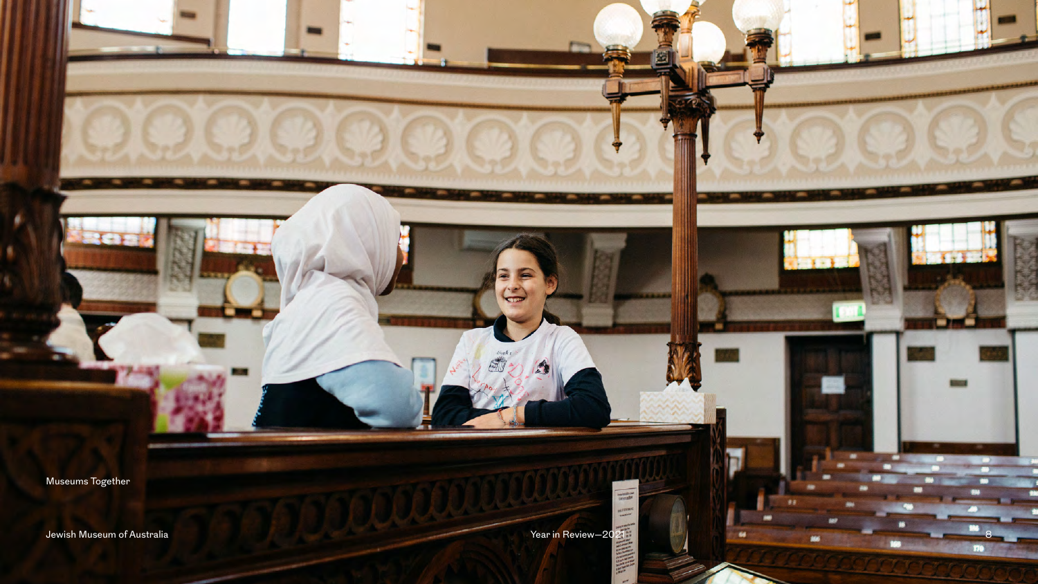Museums Together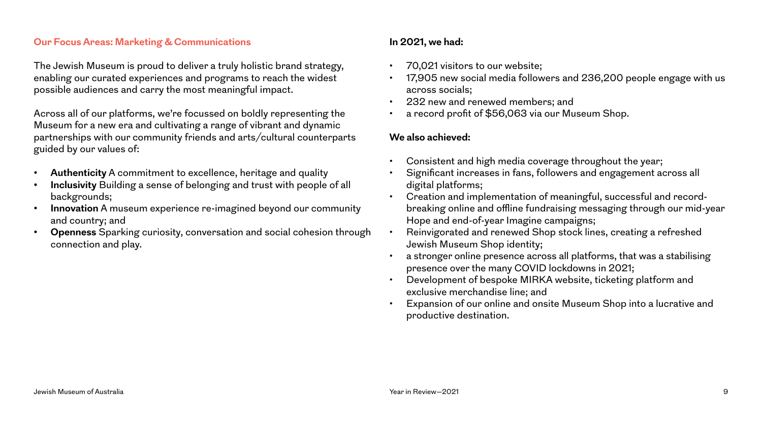## Our Focus Areas: Marketing & Communications

The Jewish Museum is proud to deliver a truly holistic brand strategy, enabling our curated experiences and programs to reach the widest possible audiences and carry the most meaningful impact.

Across all of our platforms, we're focussed on boldly representing the Museum for a new era and cultivating a range of vibrant and dynamic partnerships with our community friends and arts/cultural counterparts guided by our values of:

- **Authenticity** A commitment to excellence, heritage and quality
- **Inclusivity** Building a sense of belonging and trust with people of all backgrounds;
- **Innovation** A museum experience re-imagined beyond our community and country; and
- **Openness** Sparking curiosity, conversation and social cohesion through connection and play.

**In 2021, we had:**

- 70,021 visitors to our website;
- 17,905 new social media followers and 236,200 people engage with us across socials;
- 232 new and renewed members; and
- a record profit of $56,063 via our Museum Shop.

**We also achieved:**

- Consistent and high media coverage throughout the year;
- Significant increases in fans, followers and engagement across all digital platforms;
- Creation and implementation of meaningful, successful and record-breaking online and offline fundraising messaging through our mid-year Hope and end-of-year Imagine campaigns;
- Reinvigorated and renewed Shop stock lines, creating a refreshed Jewish Museum Shop identity;
- a stronger online presence across all platforms, that was a stabilising presence over the many COVID lockdowns in 2021;
- Development of bespoke MIRKA website, ticketing platform and exclusive merchandise line; and
- Expansion of our online and onsite Museum Shop into a lucrative and productive destination.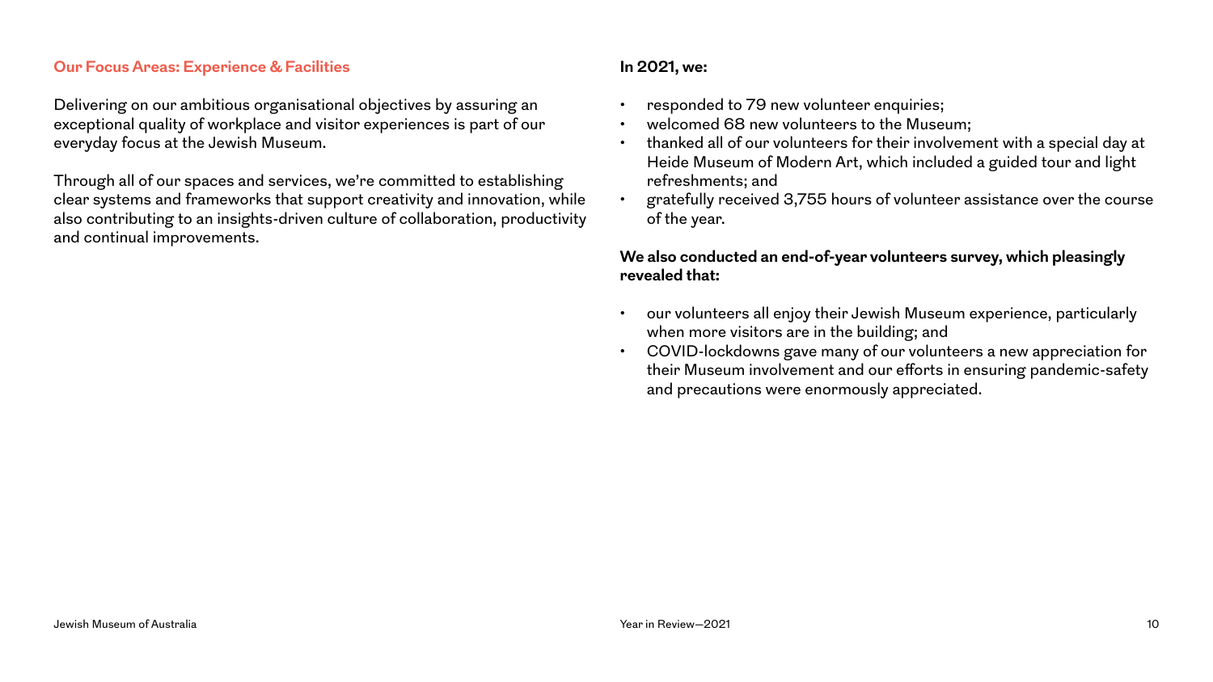## Our Focus Areas: Experience & Facilities

Delivering on our ambitious organisational objectives by assuring an exceptional quality of workplace and visitor experiences is part of our everyday focus at the Jewish Museum.

Through all of our spaces and services, we're committed to establishing clear systems and frameworks that support creativity and innovation, while also contributing to an insights-driven culture of collaboration, productivity and continual improvements.

**In 2021, we:**

- responded to 79 new volunteer enquiries;
- welcomed 68 new volunteers to the Museum;
- thanked all of our volunteers for their involvement with a special day at Heide Museum of Modern Art, which included a guided tour and light refreshments; and
- gratefully received 3,755 hours of volunteer assistance over the course of the year.

**We also conducted an end-of-year volunteers survey, which pleasingly revealed that:**

- our volunteers all enjoy their Jewish Museum experience, particularly when more visitors are in the building; and
- COVID-lockdowns gave many of our volunteers a new appreciation for their Museum involvement and our efforts in ensuring pandemic-safety and precautions were enormously appreciated.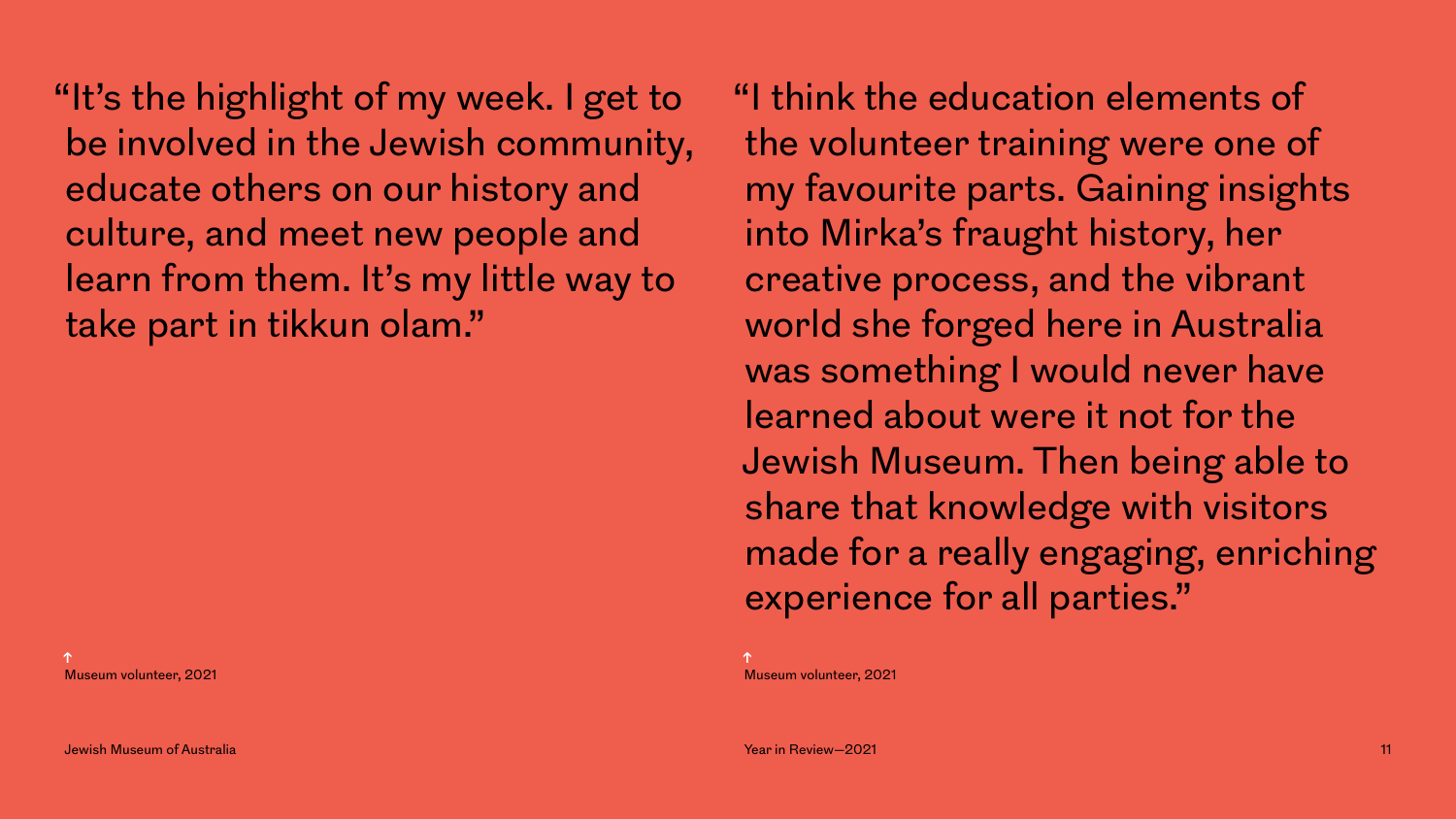"It's the highlight of my week. I get to be involved in the Jewish community, educate others on our history and culture, and meet new people and learn from them. It's my little way to take part in tikkun olam."

↑
Museum volunteer, 2021

"I think the education elements of the volunteer training were one of my favourite parts. Gaining insights into Mirka's fraught history, her creative process, and the vibrant world she forged here in Australia was something I would never have learned about were it not for the Jewish Museum. Then being able to share that knowledge with visitors made for a really engaging, enriching experience for all parties."

↑
Museum volunteer, 2021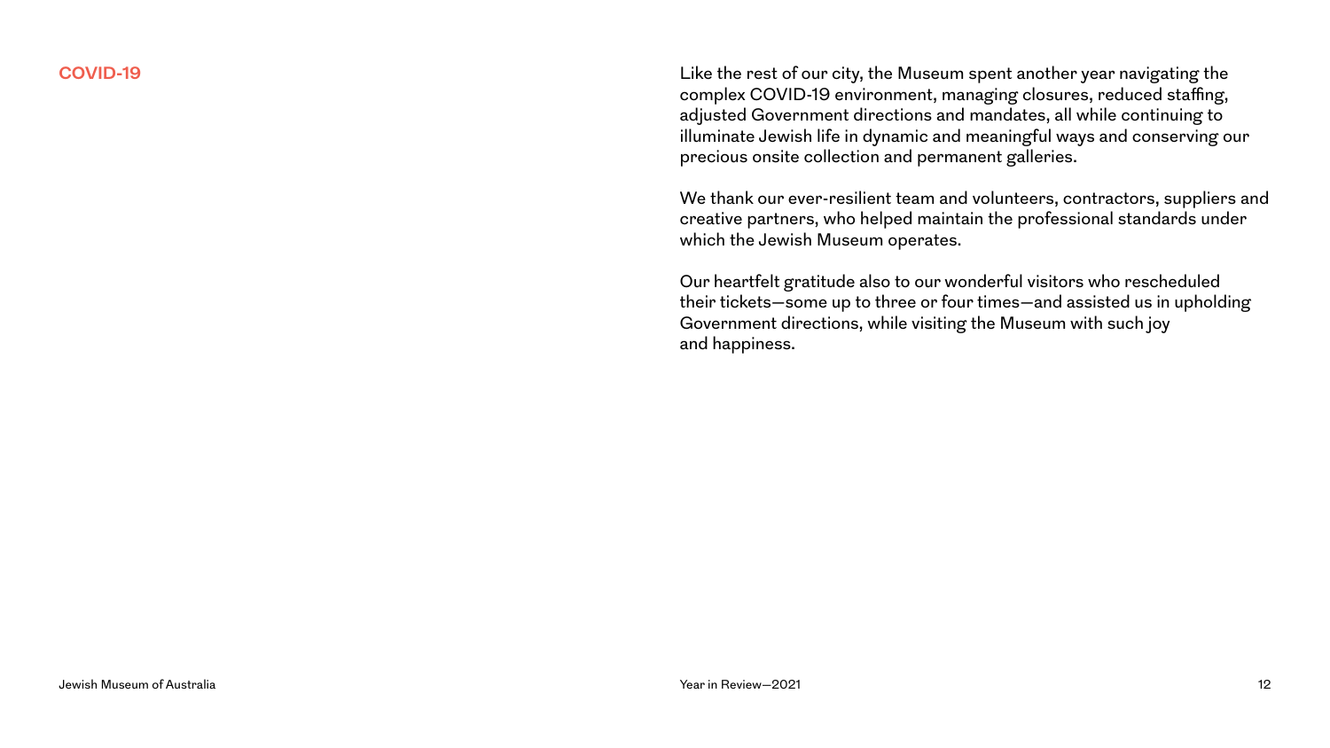## COVID-19

Like the rest of our city, the Museum spent another year navigating the complex COVID-19 environment, managing closures, reduced staffing, adjusted Government directions and mandates, all while continuing to illuminate Jewish life in dynamic and meaningful ways and conserving our precious onsite collection and permanent galleries.

We thank our ever-resilient team and volunteers, contractors, suppliers and creative partners, who helped maintain the professional standards under which the Jewish Museum operates.

Our heartfelt gratitude also to our wonderful visitors who rescheduled their tickets—some up to three or four times—and assisted us in upholding Government directions, while visiting the Museum with such joy and happiness.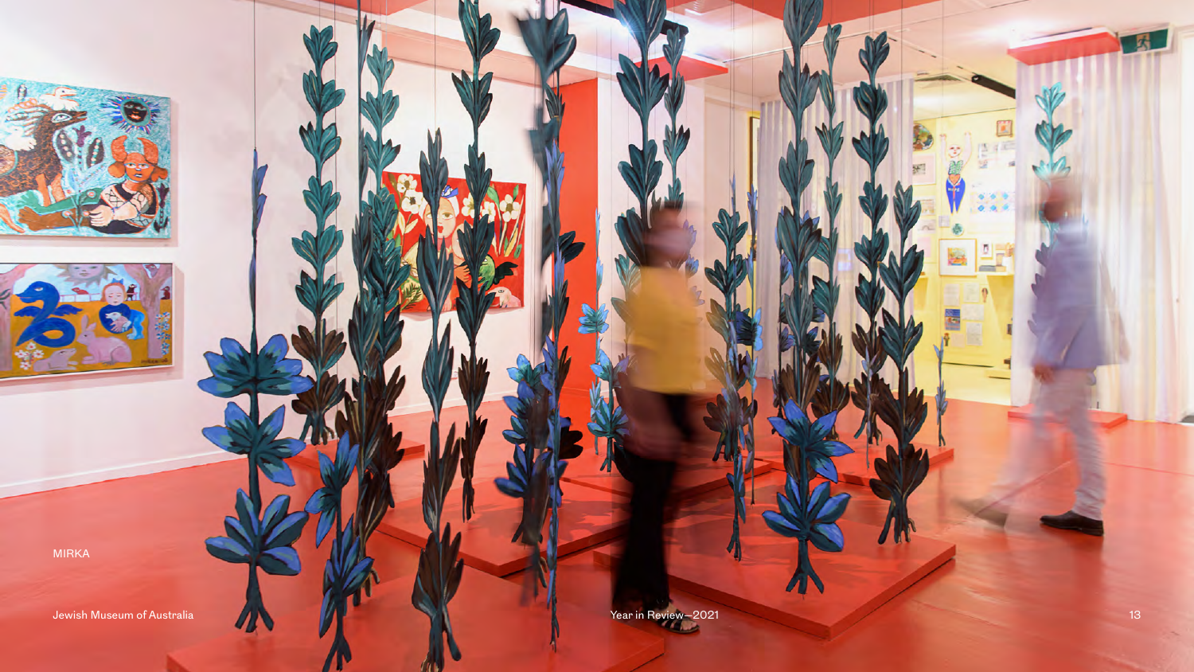MIRKA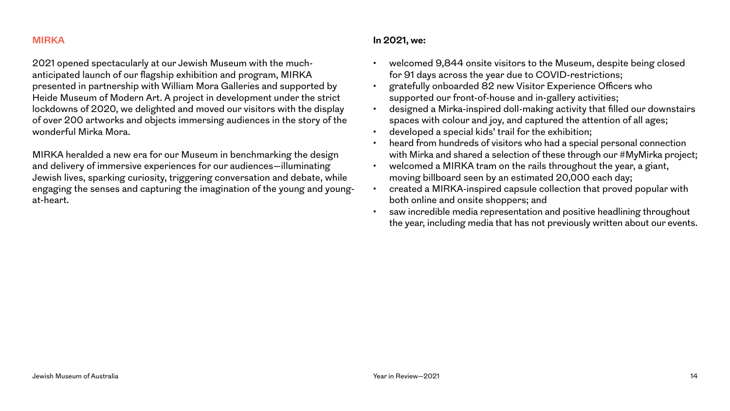## MIRKA

2021 opened spectacularly at our Jewish Museum with the much-anticipated launch of our flagship exhibition and program, MIRKA presented in partnership with William Mora Galleries and supported by Heide Museum of Modern Art. A project in development under the strict lockdowns of 2020, we delighted and moved our visitors with the display of over 200 artworks and objects immersing audiences in the story of the wonderful Mirka Mora.

MIRKA heralded a new era for our Museum in benchmarking the design and delivery of immersive experiences for our audiences—illuminating Jewish lives, sparking curiosity, triggering conversation and debate, while engaging the senses and capturing the imagination of the young and young-at-heart.

**In 2021, we:**

- welcomed 9,844 onsite visitors to the Museum, despite being closed for 91 days across the year due to COVID-restrictions;
- gratefully onboarded 82 new Visitor Experience Officers who supported our front-of-house and in-gallery activities;
- designed a Mirka-inspired doll-making activity that filled our downstairs spaces with colour and joy, and captured the attention of all ages;
- developed a special kids' trail for the exhibition;
- heard from hundreds of visitors who had a special personal connection with Mirka and shared a selection of these through our #MyMirka project;
- welcomed a MIRKA tram on the rails throughout the year, a giant, moving billboard seen by an estimated 20,000 each day;
- created a MIRKA-inspired capsule collection that proved popular with both online and onsite shoppers; and
- saw incredible media representation and positive headlining throughout the year, including media that has not previously written about our events.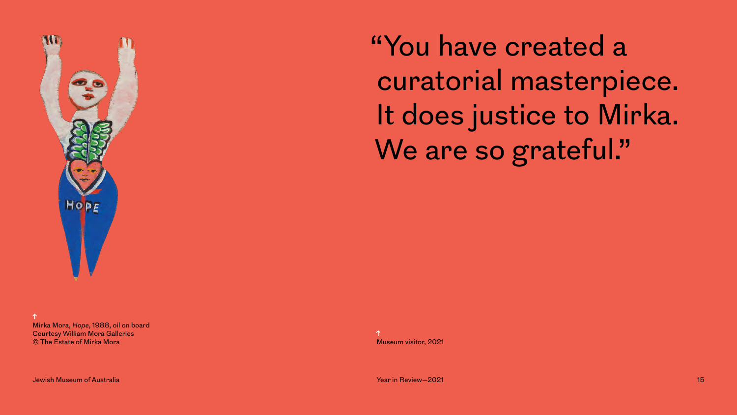↑
Mirka Mora, *Hope*, 1988, oil on board
Courtesy William Mora Galleries
© The Estate of Mirka Mora

# "You have created a curatorial masterpiece. It does justice to Mirka. We are so grateful."

↑
Museum visitor, 2021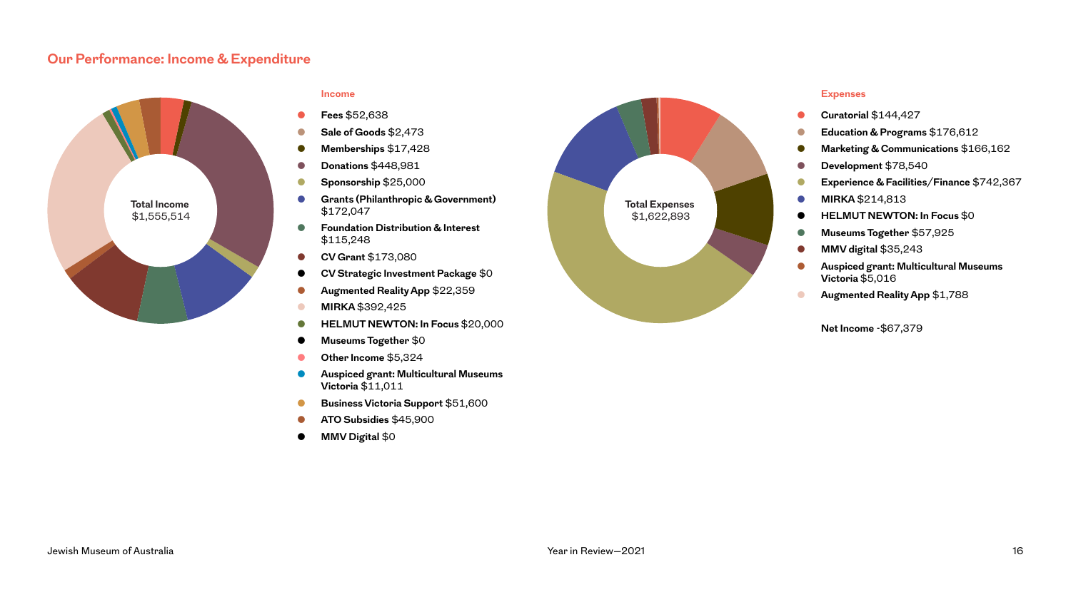## Our Performance: Income & Expenditure

Total Income
$1,555,514

### Income

- **Fees** $52,638
- **Sale of Goods** $2,473
- **Memberships** $17,428
- **Donations** $448,981
- **Sponsorship** $25,000
- **Grants (Philanthropic & Government)** $172,047
- **Foundation Distribution & Interest** $115,248
- **CV Grant** $173,080
- **CV Strategic Investment Package** $0
- **Augmented Reality App** $22,359
- **MIRKA** $392,425
- **HELMUT NEWTON: In Focus** $20,000
- **Museums Together** $0
- **Other Income** $5,324
- **Auspiced grant: Multicultural Museums Victoria** $11,011
- **Business Victoria Support** $51,600
- **ATO Subsidies** $45,900
- **MMV Digital** $0

Total Expenses
$1,622,893

### Expenses

- **Curatorial** $144,427
- **Education & Programs** $176,612
- **Marketing & Communications** $166,162
- **Development** $78,540
- **Experience & Facilities/Finance** $742,367
- **MIRKA** $214,813
- **HELMUT NEWTON: In Focus** $0
- **Museums Together** $57,925
- **MMV digital** $35,243
- **Auspiced grant: Multicultural Museums Victoria** $5,016
- **Augmented Reality App** $1,788

**Net Income** -$67,379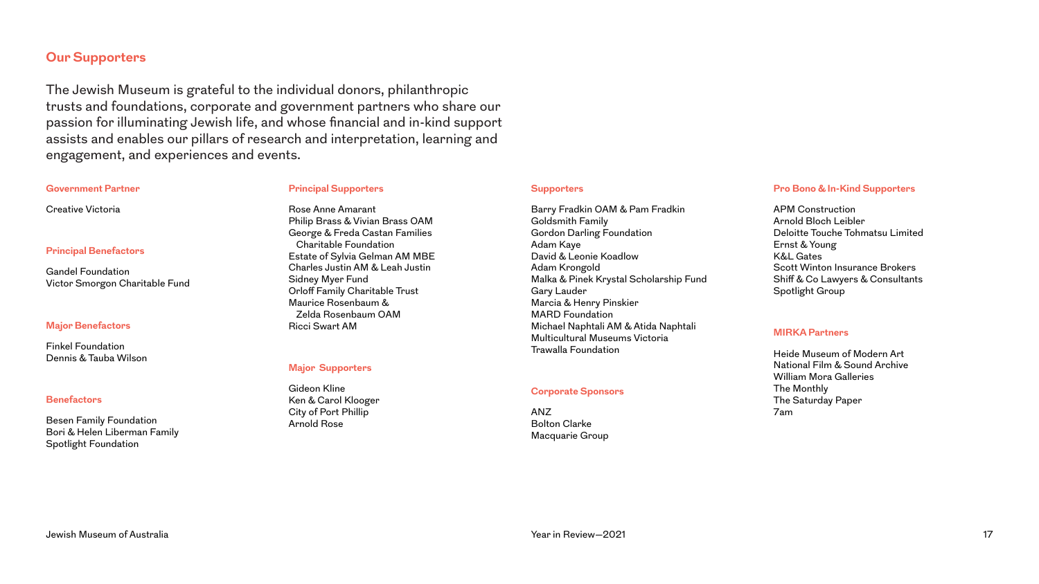## Our Supporters

The Jewish Museum is grateful to the individual donors, philanthropic trusts and foundations, corporate and government partners who share our passion for illuminating Jewish life, and whose financial and in-kind support assists and enables our pillars of research and interpretation, learning and engagement, and experiences and events.

### Government Partner

Creative Victoria

### Principal Benefactors

Gandel Foundation
Victor Smorgon Charitable Fund

### Major Benefactors

Finkel Foundation
Dennis & Tauba Wilson

### Benefactors

Besen Family Foundation
Bori & Helen Liberman Family
Spotlight Foundation

### Principal Supporters

Rose Anne Amarant
Philip Brass & Vivian Brass OAM
George & Freda Castan Families Charitable Foundation
Estate of Sylvia Gelman AM MBE
Charles Justin AM & Leah Justin
Sidney Myer Fund
Orloff Family Charitable Trust
Maurice Rosenbaum & Zelda Rosenbaum OAM
Ricci Swart AM

### Major Supporters

Gideon Kline
Ken & Carol Klooger
City of Port Phillip
Arnold Rose

### Supporters

Barry Fradkin OAM & Pam Fradkin
Goldsmith Family
Gordon Darling Foundation
Adam Kaye
David & Leonie Koadlow
Adam Krongold
Malka & Pinek Krystal Scholarship Fund
Gary Lauder
Marcia & Henry Pinskier
MARD Foundation
Michael Naphtali AM & Atida Naphtali
Multicultural Museums Victoria
Trawalla Foundation

### Corporate Sponsors

ANZ
Bolton Clarke
Macquarie Group

### Pro Bono & In-Kind Supporters

APM Construction
Arnold Bloch Leibler
Deloitte Touche Tohmatsu Limited
Ernst & Young
K&L Gates
Scott Winton Insurance Brokers
Shiff & Co Lawyers & Consultants
Spotlight Group

### MIRKA Partners

Heide Museum of Modern Art
National Film & Sound Archive
William Mora Galleries
The Monthly
The Saturday Paper
7am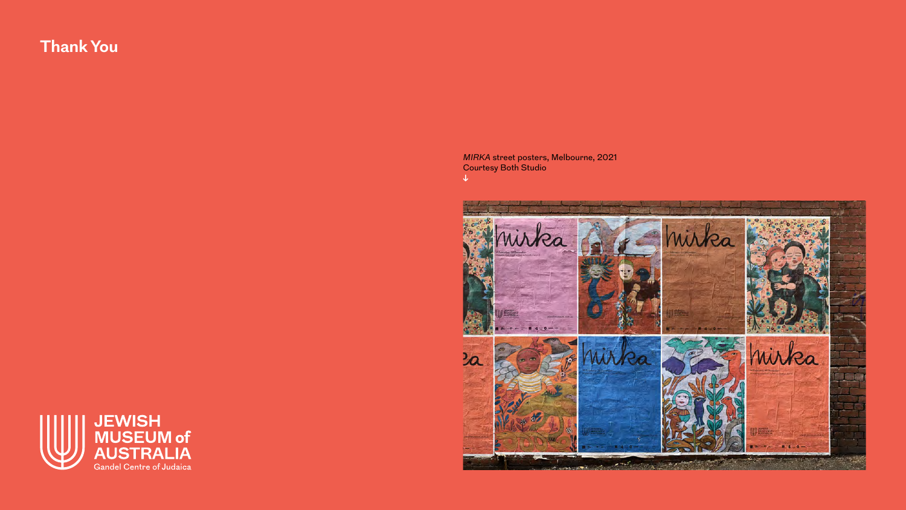# Thank You

*MIRKA* street posters, Melbourne, 2021
Courtesy Both Studio
↓

JEWISH MUSEUM of AUSTRALIA
Gandel Centre of Judaica